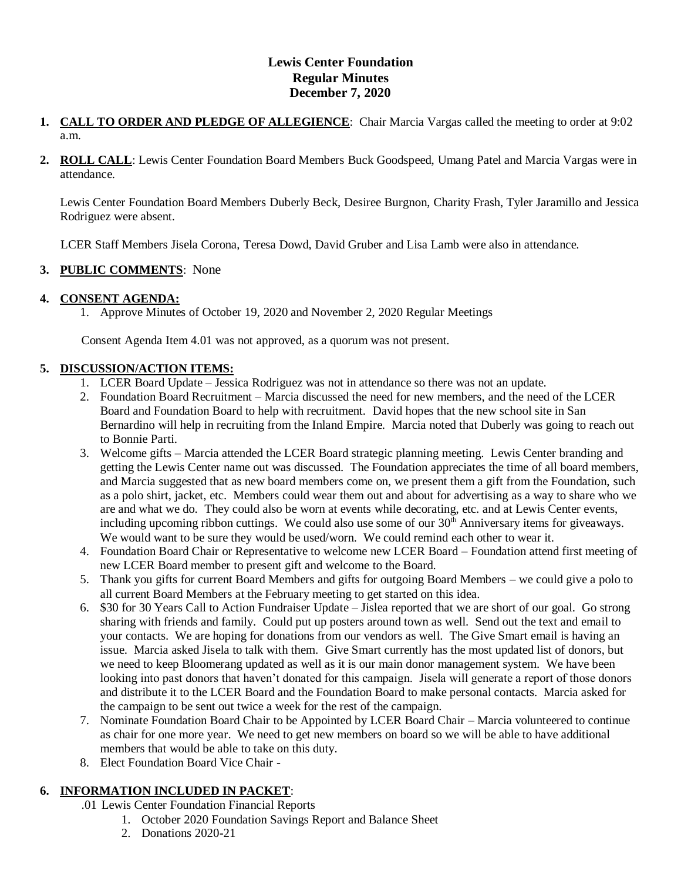# Lewis Center Foundation
## Regular Minutes
## December 7, 2020

1. **CALL TO ORDER AND PLEDGE OF ALLEGIENCE**: Chair Marcia Vargas called the meeting to order at 9:02 a.m.

2. **ROLL CALL**: Lewis Center Foundation Board Members Buck Goodspeed, Umang Patel and Marcia Vargas were in attendance.

   Lewis Center Foundation Board Members Duberly Beck, Desiree Burgnon, Charity Frash, Tyler Jaramillo and Jessica Rodriguez were absent.

   LCER Staff Members Jisela Corona, Teresa Dowd, David Gruber and Lisa Lamb were also in attendance.

3. **PUBLIC COMMENTS**: None

4. **CONSENT AGENDA:**
   1. Approve Minutes of October 19, 2020 and November 2, 2020 Regular Meetings

   Consent Agenda Item 4.01 was not approved, as a quorum was not present.

5. **DISCUSSION/ACTION ITEMS:**
   1. LCER Board Update – Jessica Rodriguez was not in attendance so there was not an update.
   2. Foundation Board Recruitment – Marcia discussed the need for new members, and the need of the LCER Board and Foundation Board to help with recruitment. David hopes that the new school site in San Bernardino will help in recruiting from the Inland Empire. Marcia noted that Duberly was going to reach out to Bonnie Parti.
   3. Welcome gifts – Marcia attended the LCER Board strategic planning meeting. Lewis Center branding and getting the Lewis Center name out was discussed. The Foundation appreciates the time of all board members, and Marcia suggested that as new board members come on, we present them a gift from the Foundation, such as a polo shirt, jacket, etc. Members could wear them out and about for advertising as a way to share who we are and what we do. They could also be worn at events while decorating, etc. and at Lewis Center events, including upcoming ribbon cuttings. We could also use some of our 30th Anniversary items for giveaways. We would want to be sure they would be used/worn. We could remind each other to wear it.
   4. Foundation Board Chair or Representative to welcome new LCER Board – Foundation attend first meeting of new LCER Board member to present gift and welcome to the Board.
   5. Thank you gifts for current Board Members and gifts for outgoing Board Members – we could give a polo to all current Board Members at the February meeting to get started on this idea.
   6. $30 for 30 Years Call to Action Fundraiser Update – Jislea reported that we are short of our goal. Go strong sharing with friends and family. Could put up posters around town as well. Send out the text and email to your contacts. We are hoping for donations from our vendors as well. The Give Smart email is having an issue. Marcia asked Jisela to talk with them. Give Smart currently has the most updated list of donors, but we need to keep Bloomerang updated as well as it is our main donor management system. We have been looking into past donors that haven't donated for this campaign. Jisela will generate a report of those donors and distribute it to the LCER Board and the Foundation Board to make personal contacts. Marcia asked for the campaign to be sent out twice a week for the rest of the campaign.
   7. Nominate Foundation Board Chair to be Appointed by LCER Board Chair – Marcia volunteered to continue as chair for one more year. We need to get new members on board so we will be able to have additional members that would be able to take on this duty.
   8. Elect Foundation Board Vice Chair -

6. **INFORMATION INCLUDED IN PACKET**:
   .01 Lewis Center Foundation Financial Reports
   1. October 2020 Foundation Savings Report and Balance Sheet
   2. Donations 2020-21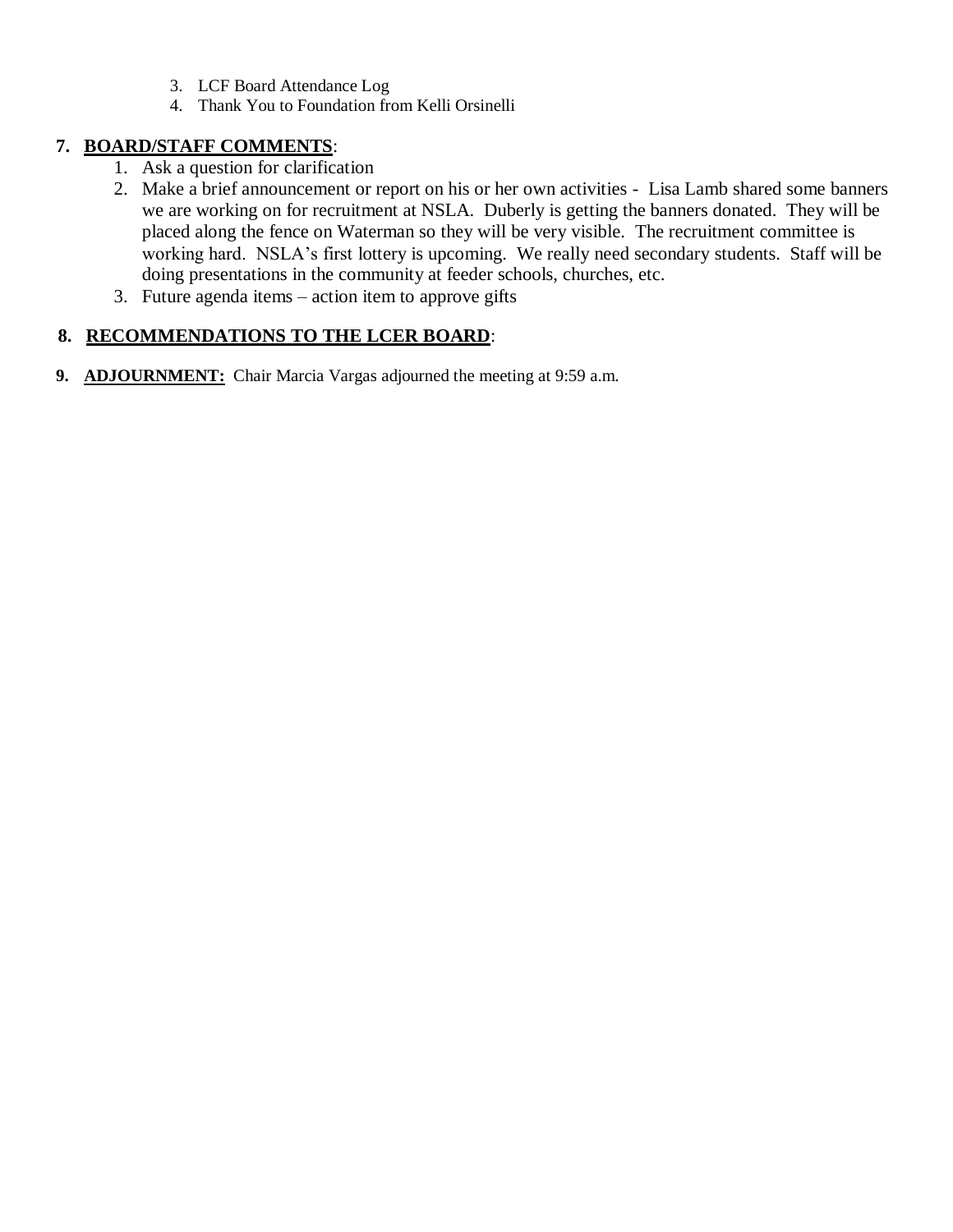3. LCF Board Attendance Log
4. Thank You to Foundation from Kelli Orsinelli

**7. BOARD/STAFF COMMENTS**:

1. Ask a question for clarification
2. Make a brief announcement or report on his or her own activities - Lisa Lamb shared some banners we are working on for recruitment at NSLA. Duberly is getting the banners donated. They will be placed along the fence on Waterman so they will be very visible. The recruitment committee is working hard. NSLA's first lottery is upcoming. We really need secondary students. Staff will be doing presentations in the community at feeder schools, churches, etc.
3. Future agenda items – action item to approve gifts

**8. RECOMMENDATIONS TO THE LCER BOARD**:

**9. ADJOURNMENT:** Chair Marcia Vargas adjourned the meeting at 9:59 a.m.